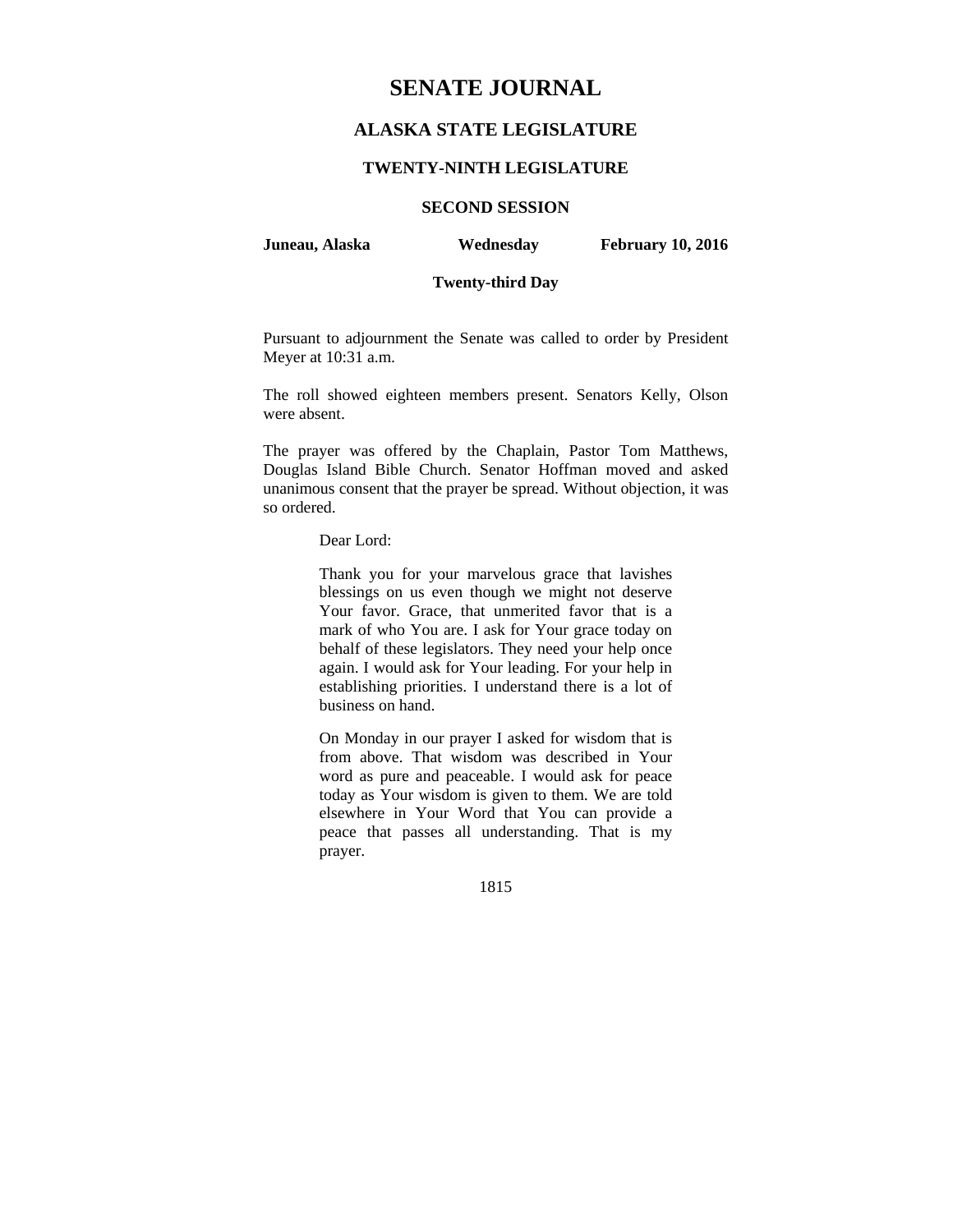# SENATE JOURNAL

## ALASKA STATE LEGISLATURE

### TWENTY-NINTH LEGISLATURE

### SECOND SESSION

**Juneau, Alaska** **Wednesday** **February 10, 2016**

**Twenty-third Day**

Pursuant to adjournment the Senate was called to order by President Meyer at 10:31 a.m.

The roll showed eighteen members present. Senators Kelly, Olson were absent.

The prayer was offered by the Chaplain, Pastor Tom Matthews, Douglas Island Bible Church. Senator Hoffman moved and asked unanimous consent that the prayer be spread. Without objection, it was so ordered.

> Dear Lord:
>
> Thank you for your marvelous grace that lavishes blessings on us even though we might not deserve Your favor. Grace, that unmerited favor that is a mark of who You are. I ask for Your grace today on behalf of these legislators. They need your help once again. I would ask for Your leading. For your help in establishing priorities. I understand there is a lot of business on hand.
>
> On Monday in our prayer I asked for wisdom that is from above. That wisdom was described in Your word as pure and peaceable. I would ask for peace today as Your wisdom is given to them. We are told elsewhere in Your Word that You can provide a peace that passes all understanding. That is my prayer.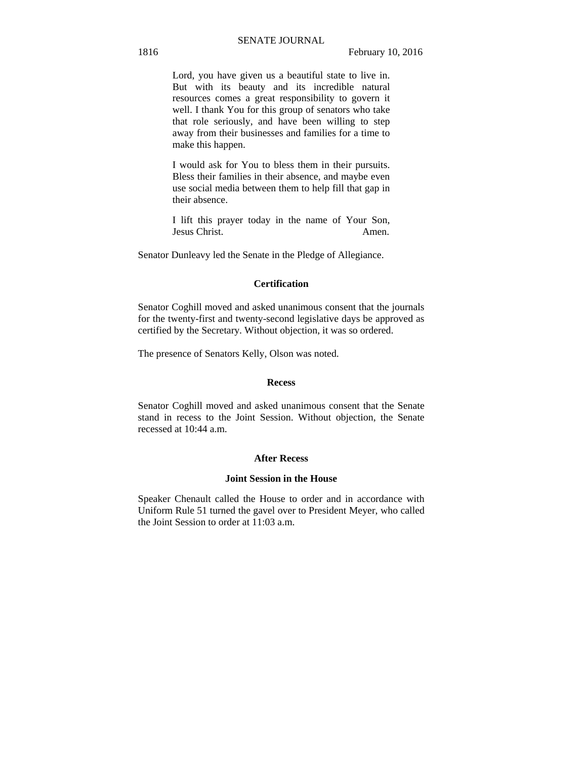> Lord, you have given us a beautiful state to live in. But with its beauty and its incredible natural resources comes a great responsibility to govern it well. I thank You for this group of senators who take that role seriously, and have been willing to step away from their businesses and families for a time to make this happen.
>
> I would ask for You to bless them in their pursuits. Bless their families in their absence, and maybe even use social media between them to help fill that gap in their absence.
>
> I lift this prayer today in the name of Your Son, Jesus Christ. Amen.

Senator Dunleavy led the Senate in the Pledge of Allegiance.

**Certification**

Senator Coghill moved and asked unanimous consent that the journals for the twenty-first and twenty-second legislative days be approved as certified by the Secretary. Without objection, it was so ordered.

The presence of Senators Kelly, Olson was noted.

**Recess**

Senator Coghill moved and asked unanimous consent that the Senate stand in recess to the Joint Session. Without objection, the Senate recessed at 10:44 a.m.

**After Recess**

**Joint Session in the House**

Speaker Chenault called the House to order and in accordance with Uniform Rule 51 turned the gavel over to President Meyer, who called the Joint Session to order at 11:03 a.m.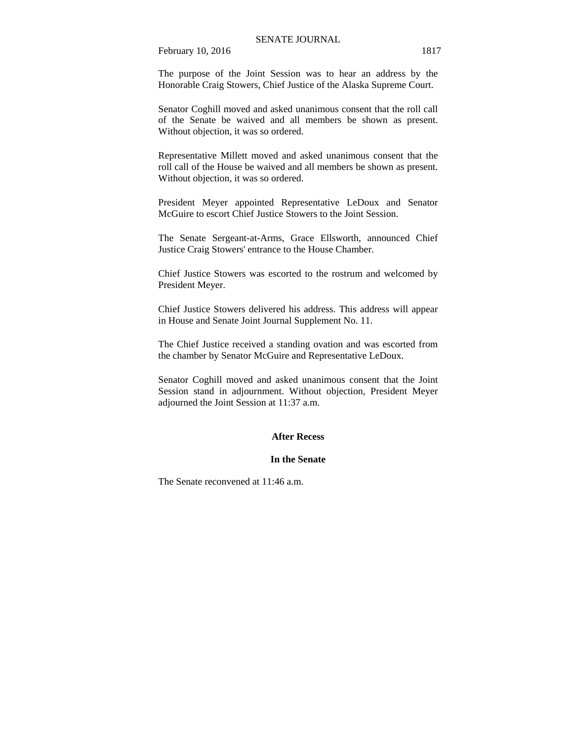The purpose of the Joint Session was to hear an address by the Honorable Craig Stowers, Chief Justice of the Alaska Supreme Court.

Senator Coghill moved and asked unanimous consent that the roll call of the Senate be waived and all members be shown as present. Without objection, it was so ordered.

Representative Millett moved and asked unanimous consent that the roll call of the House be waived and all members be shown as present. Without objection, it was so ordered.

President Meyer appointed Representative LeDoux and Senator McGuire to escort Chief Justice Stowers to the Joint Session.

The Senate Sergeant-at-Arms, Grace Ellsworth, announced Chief Justice Craig Stowers' entrance to the House Chamber.

Chief Justice Stowers was escorted to the rostrum and welcomed by President Meyer.

Chief Justice Stowers delivered his address. This address will appear in House and Senate Joint Journal Supplement No. 11.

The Chief Justice received a standing ovation and was escorted from the chamber by Senator McGuire and Representative LeDoux.

Senator Coghill moved and asked unanimous consent that the Joint Session stand in adjournment. Without objection, President Meyer adjourned the Joint Session at 11:37 a.m.

**After Recess**

**In the Senate**

The Senate reconvened at 11:46 a.m.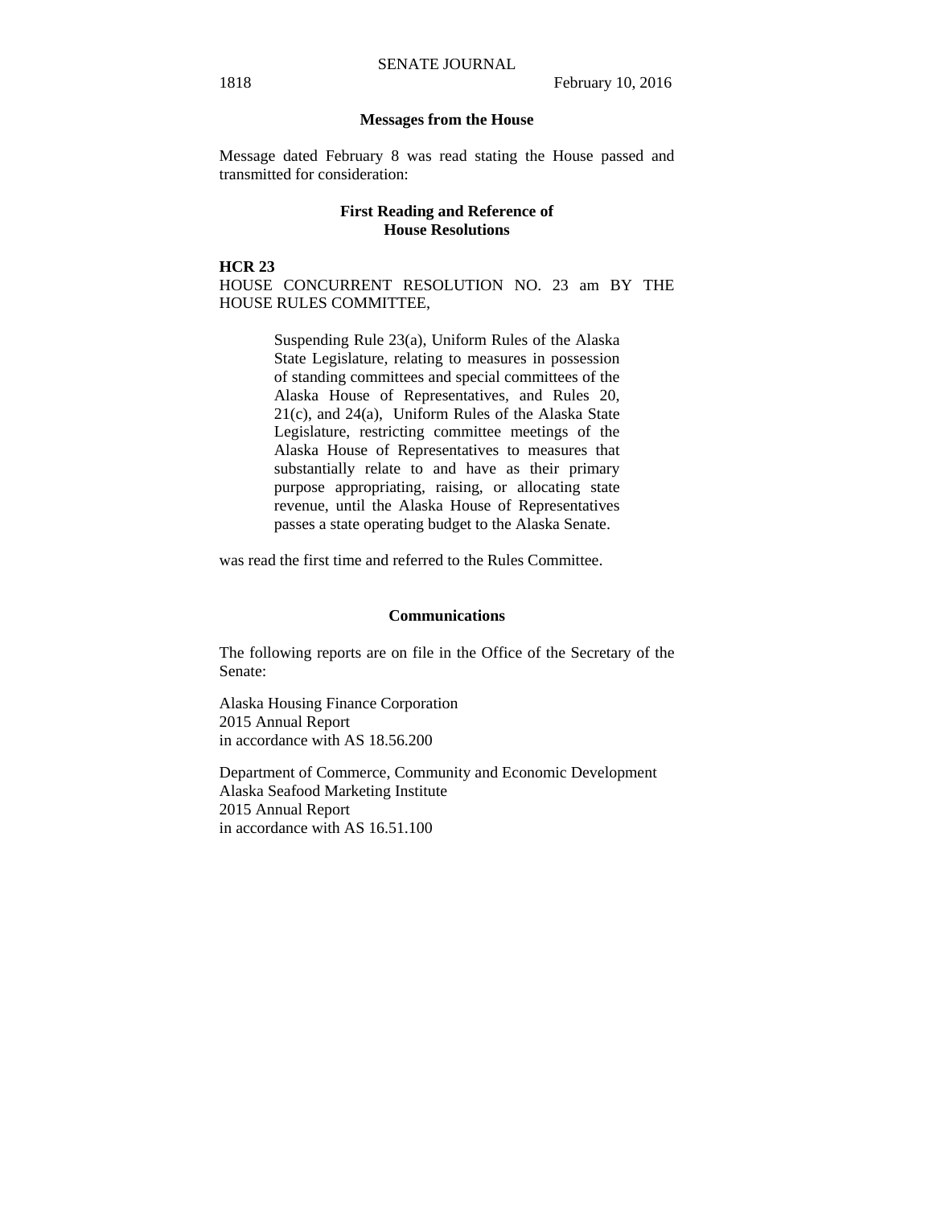## Messages from the House

Message dated February 8 was read stating the House passed and transmitted for consideration:

### First Reading and Reference of House Resolutions

**HCR 23**

HOUSE CONCURRENT RESOLUTION NO. 23 am BY THE HOUSE RULES COMMITTEE,

> Suspending Rule 23(a), Uniform Rules of the Alaska State Legislature, relating to measures in possession of standing committees and special committees of the Alaska House of Representatives, and Rules 20, 21(c), and 24(a), Uniform Rules of the Alaska State Legislature, restricting committee meetings of the Alaska House of Representatives to measures that substantially relate to and have as their primary purpose appropriating, raising, or allocating state revenue, until the Alaska House of Representatives passes a state operating budget to the Alaska Senate.

was read the first time and referred to the Rules Committee.

## Communications

The following reports are on file in the Office of the Secretary of the Senate:

Alaska Housing Finance Corporation
2015 Annual Report
in accordance with AS 18.56.200

Department of Commerce, Community and Economic Development
Alaska Seafood Marketing Institute
2015 Annual Report
in accordance with AS 16.51.100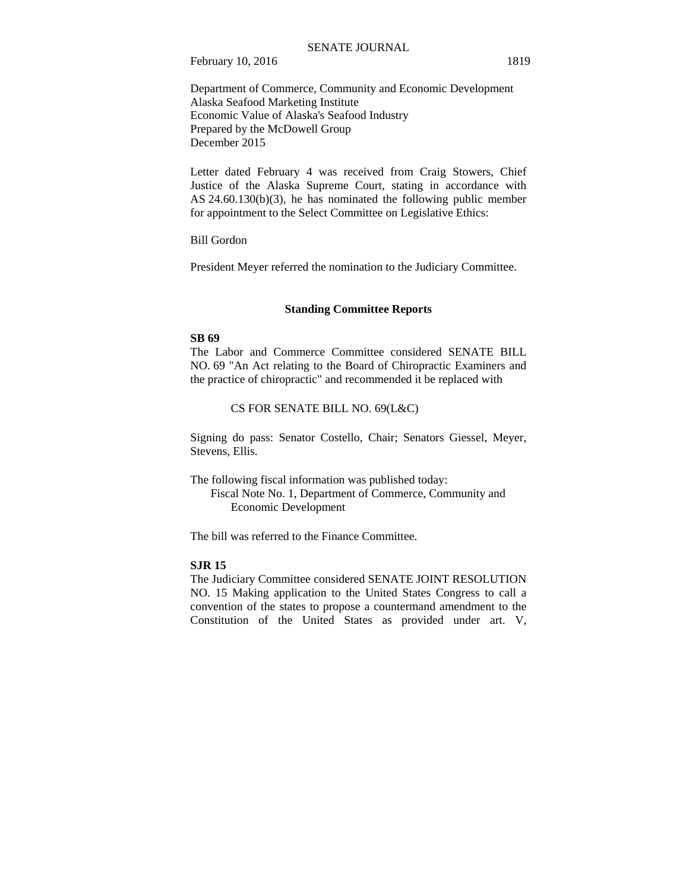Department of Commerce, Community and Economic Development
Alaska Seafood Marketing Institute
Economic Value of Alaska's Seafood Industry
Prepared by the McDowell Group
December 2015

Letter dated February 4 was received from Craig Stowers, Chief Justice of the Alaska Supreme Court, stating in accordance with AS 24.60.130(b)(3), he has nominated the following public member for appointment to the Select Committee on Legislative Ethics:

Bill Gordon

President Meyer referred the nomination to the Judiciary Committee.

## Standing Committee Reports

**SB 69**

The Labor and Commerce Committee considered SENATE BILL NO. 69 "An Act relating to the Board of Chiropractic Examiners and the practice of chiropractic" and recommended it be replaced with

CS FOR SENATE BILL NO. 69(L&C)

Signing do pass: Senator Costello, Chair; Senators Giessel, Meyer, Stevens, Ellis.

The following fiscal information was published today:
Fiscal Note No. 1, Department of Commerce, Community and Economic Development

The bill was referred to the Finance Committee.

**SJR 15**

The Judiciary Committee considered SENATE JOINT RESOLUTION NO. 15 Making application to the United States Congress to call a convention of the states to propose a countermand amendment to the Constitution of the United States as provided under art. V,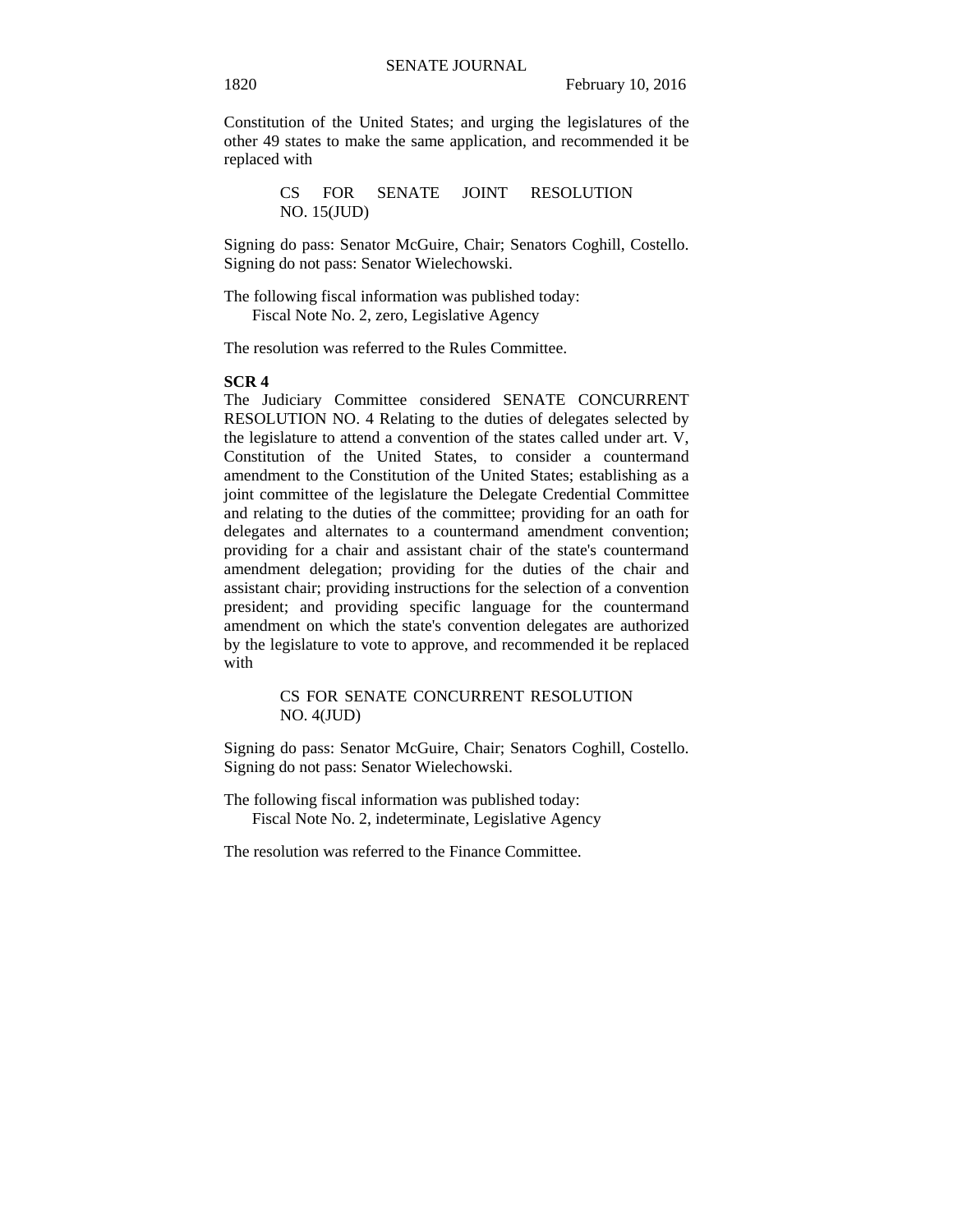Constitution of the United States; and urging the legislatures of the other 49 states to make the same application, and recommended it be replaced with

> CS FOR SENATE JOINT RESOLUTION NO. 15(JUD)

Signing do pass: Senator McGuire, Chair; Senators Coghill, Costello. Signing do not pass: Senator Wielechowski.

The following fiscal information was published today:
Fiscal Note No. 2, zero, Legislative Agency

The resolution was referred to the Rules Committee.

**SCR 4**

The Judiciary Committee considered SENATE CONCURRENT RESOLUTION NO. 4 Relating to the duties of delegates selected by the legislature to attend a convention of the states called under art. V, Constitution of the United States, to consider a countermand amendment to the Constitution of the United States; establishing as a joint committee of the legislature the Delegate Credential Committee and relating to the duties of the committee; providing for an oath for delegates and alternates to a countermand amendment convention; providing for a chair and assistant chair of the state's countermand amendment delegation; providing for the duties of the chair and assistant chair; providing instructions for the selection of a convention president; and providing specific language for the countermand amendment on which the state's convention delegates are authorized by the legislature to vote to approve, and recommended it be replaced with

> CS FOR SENATE CONCURRENT RESOLUTION NO. 4(JUD)

Signing do pass: Senator McGuire, Chair; Senators Coghill, Costello. Signing do not pass: Senator Wielechowski.

The following fiscal information was published today:
Fiscal Note No. 2, indeterminate, Legislative Agency

The resolution was referred to the Finance Committee.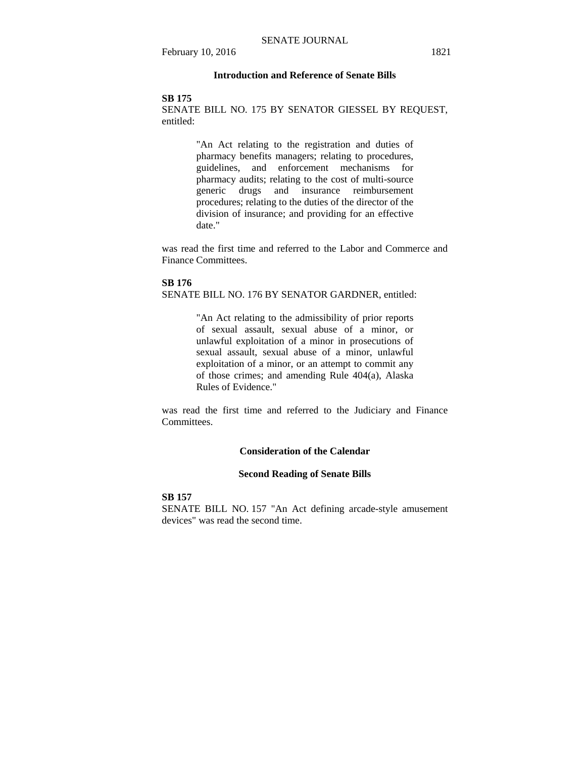## Introduction and Reference of Senate Bills

**SB 175**

SENATE BILL NO. 175 BY SENATOR GIESSEL BY REQUEST, entitled:

> "An Act relating to the registration and duties of pharmacy benefits managers; relating to procedures, guidelines, and enforcement mechanisms for pharmacy audits; relating to the cost of multi-source generic drugs and insurance reimbursement procedures; relating to the duties of the director of the division of insurance; and providing for an effective date."

was read the first time and referred to the Labor and Commerce and Finance Committees.

**SB 176**

SENATE BILL NO. 176 BY SENATOR GARDNER, entitled:

> "An Act relating to the admissibility of prior reports of sexual assault, sexual abuse of a minor, or unlawful exploitation of a minor in prosecutions of sexual assault, sexual abuse of a minor, unlawful exploitation of a minor, or an attempt to commit any of those crimes; and amending Rule 404(a), Alaska Rules of Evidence."

was read the first time and referred to the Judiciary and Finance Committees.

## Consideration of the Calendar

### Second Reading of Senate Bills

**SB 157**

SENATE BILL NO. 157 "An Act defining arcade-style amusement devices" was read the second time.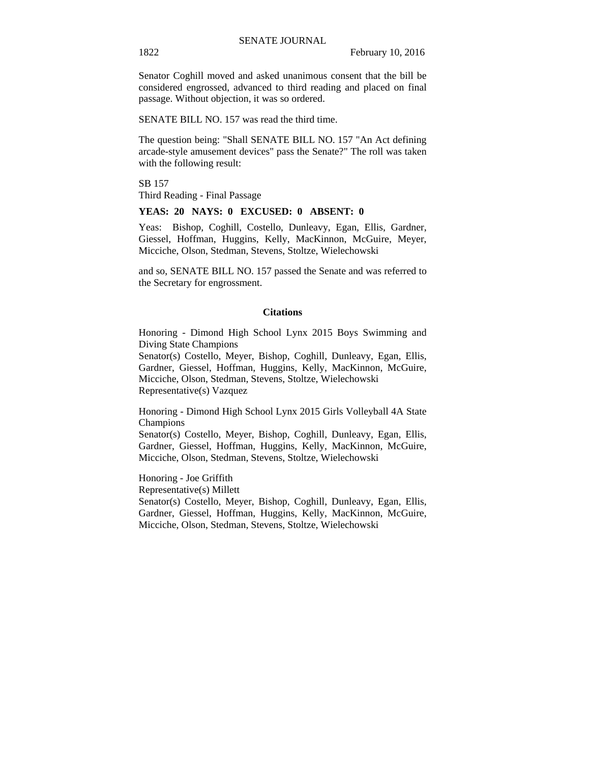Senator Coghill moved and asked unanimous consent that the bill be considered engrossed, advanced to third reading and placed on final passage. Without objection, it was so ordered.

SENATE BILL NO. 157 was read the third time.

The question being: "Shall SENATE BILL NO. 157 "An Act defining arcade-style amusement devices" pass the Senate?" The roll was taken with the following result:

SB 157
Third Reading - Final Passage

**YEAS: 20 NAYS: 0 EXCUSED: 0 ABSENT: 0**

Yeas: Bishop, Coghill, Costello, Dunleavy, Egan, Ellis, Gardner, Giessel, Hoffman, Huggins, Kelly, MacKinnon, McGuire, Meyer, Micciche, Olson, Stedman, Stevens, Stoltze, Wielechowski

and so, SENATE BILL NO. 157 passed the Senate and was referred to the Secretary for engrossment.

## Citations

Honoring - Dimond High School Lynx 2015 Boys Swimming and Diving State Champions
Senator(s) Costello, Meyer, Bishop, Coghill, Dunleavy, Egan, Ellis, Gardner, Giessel, Hoffman, Huggins, Kelly, MacKinnon, McGuire, Micciche, Olson, Stedman, Stevens, Stoltze, Wielechowski
Representative(s) Vazquez

Honoring - Dimond High School Lynx 2015 Girls Volleyball 4A State Champions
Senator(s) Costello, Meyer, Bishop, Coghill, Dunleavy, Egan, Ellis, Gardner, Giessel, Hoffman, Huggins, Kelly, MacKinnon, McGuire, Micciche, Olson, Stedman, Stevens, Stoltze, Wielechowski

Honoring - Joe Griffith
Representative(s) Millett
Senator(s) Costello, Meyer, Bishop, Coghill, Dunleavy, Egan, Ellis, Gardner, Giessel, Hoffman, Huggins, Kelly, MacKinnon, McGuire, Micciche, Olson, Stedman, Stevens, Stoltze, Wielechowski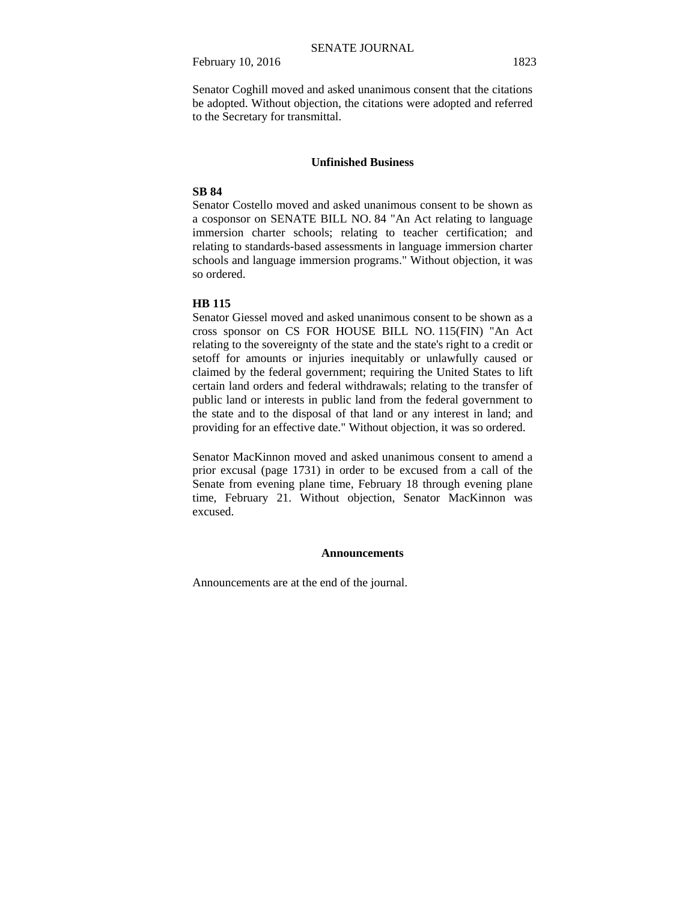Senator Coghill moved and asked unanimous consent that the citations be adopted. Without objection, the citations were adopted and referred to the Secretary for transmittal.

## Unfinished Business

**SB 84**

Senator Costello moved and asked unanimous consent to be shown as a cosponsor on SENATE BILL NO. 84 "An Act relating to language immersion charter schools; relating to teacher certification; and relating to standards-based assessments in language immersion charter schools and language immersion programs." Without objection, it was so ordered.

**HB 115**

Senator Giessel moved and asked unanimous consent to be shown as a cross sponsor on CS FOR HOUSE BILL NO. 115(FIN) "An Act relating to the sovereignty of the state and the state's right to a credit or setoff for amounts or injuries inequitably or unlawfully caused or claimed by the federal government; requiring the United States to lift certain land orders and federal withdrawals; relating to the transfer of public land or interests in public land from the federal government to the state and to the disposal of that land or any interest in land; and providing for an effective date." Without objection, it was so ordered.

Senator MacKinnon moved and asked unanimous consent to amend a prior excusal (page 1731) in order to be excused from a call of the Senate from evening plane time, February 18 through evening plane time, February 21. Without objection, Senator MacKinnon was excused.

## Announcements

Announcements are at the end of the journal.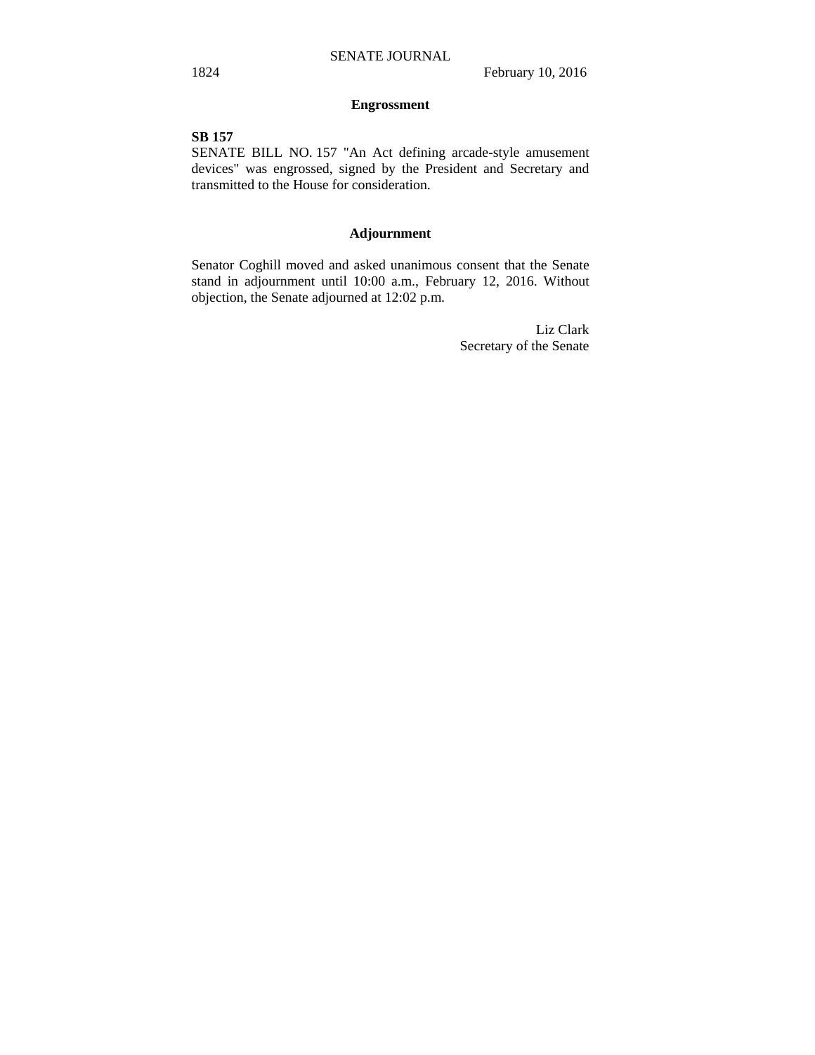## Engrossment

**SB 157**

SENATE BILL NO. 157 "An Act defining arcade-style amusement devices" was engrossed, signed by the President and Secretary and transmitted to the House for consideration.

## Adjournment

Senator Coghill moved and asked unanimous consent that the Senate stand in adjournment until 10:00 a.m., February 12, 2016. Without objection, the Senate adjourned at 12:02 p.m.

Liz Clark
Secretary of the Senate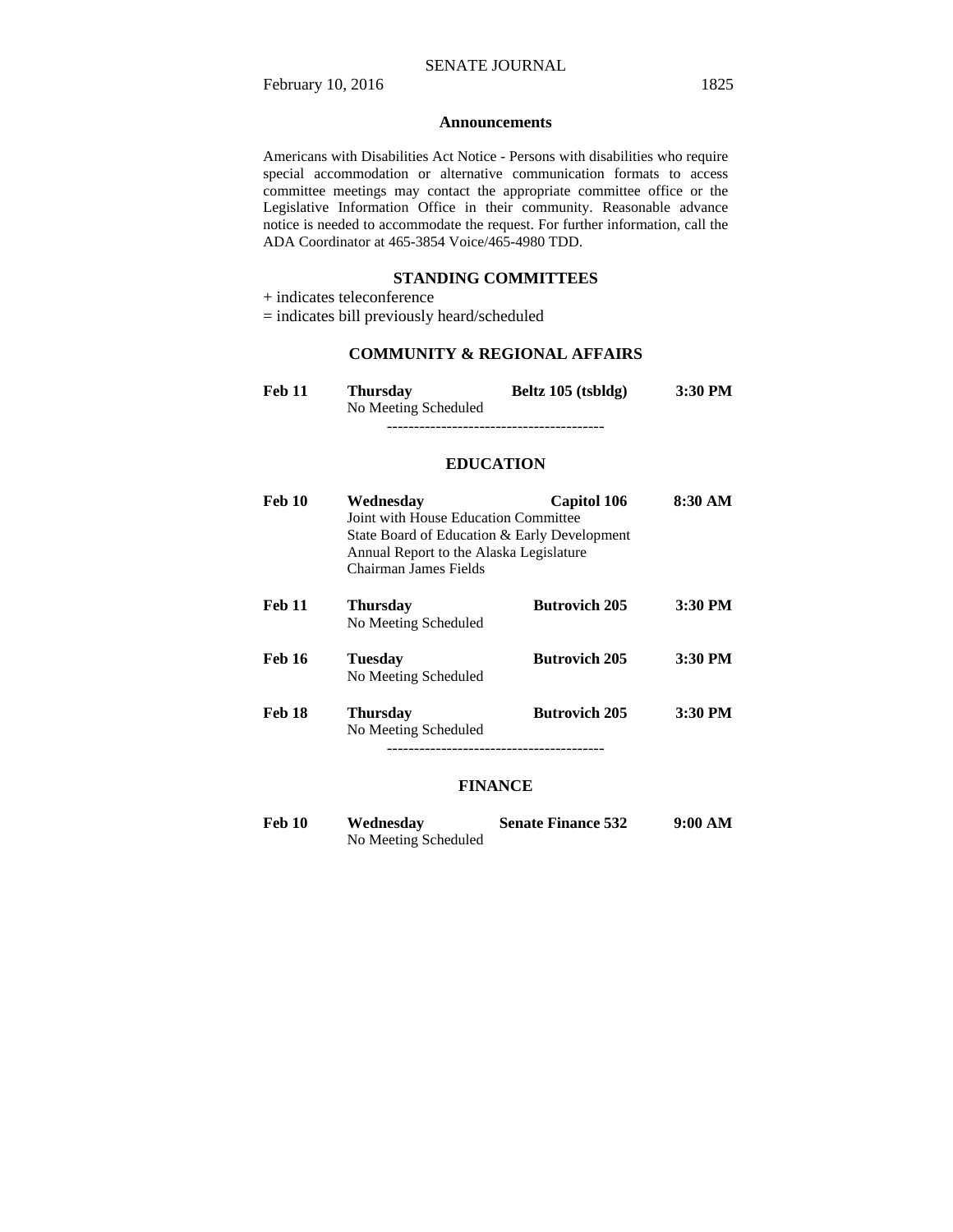## Announcements

Americans with Disabilities Act Notice - Persons with disabilities who require special accommodation or alternative communication formats to access committee meetings may contact the appropriate committee office or the Legislative Information Office in their community. Reasonable advance notice is needed to accommodate the request. For further information, call the ADA Coordinator at 465-3854 Voice/465-4980 TDD.

## STANDING COMMITTEES

+ indicates teleconference
= indicates bill previously heard/scheduled

### COMMUNITY & REGIONAL AFFAIRS

**Feb 11** **Thursday** **Beltz 105 (tsbldg)** **3:30 PM**
No Meeting Scheduled

----------------------------------------

### EDUCATION

**Feb 10** **Wednesday** **Capitol 106** **8:30 AM**
Joint with House Education Committee
State Board of Education & Early Development
Annual Report to the Alaska Legislature
Chairman James Fields

**Feb 11** **Thursday** **Butrovich 205** **3:30 PM**
No Meeting Scheduled

**Feb 16** **Tuesday** **Butrovich 205** **3:30 PM**
No Meeting Scheduled

**Feb 18** **Thursday** **Butrovich 205** **3:30 PM**
No Meeting Scheduled

----------------------------------------

### FINANCE

**Feb 10** **Wednesday** **Senate Finance 532** **9:00 AM**
No Meeting Scheduled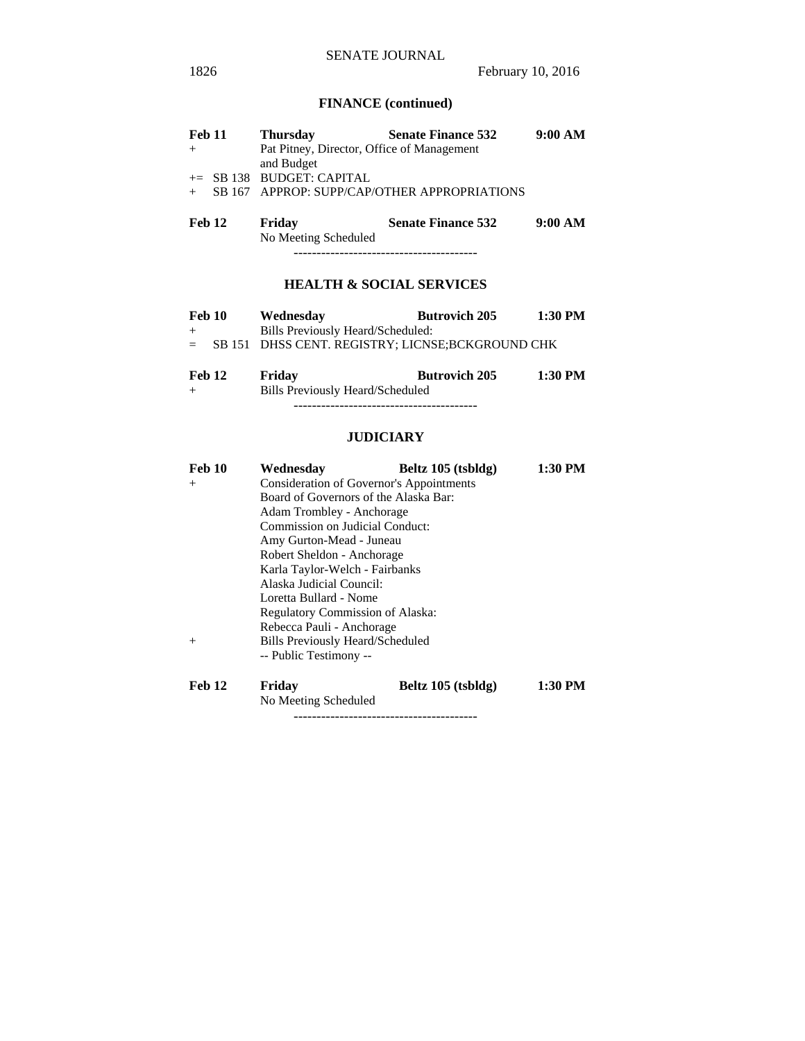## FINANCE (continued)

**Feb 11** **Thursday** **Senate Finance 532** **9:00 AM**

\+ Pat Pitney, Director, Office of Management and Budget

+= SB 138 BUDGET: CAPITAL

\+ SB 167 APPROP: SUPP/CAP/OTHER APPROPRIATIONS

**Feb 12** **Friday** **Senate Finance 532** **9:00 AM**

No Meeting Scheduled

----------------------------------------

## HEALTH & SOCIAL SERVICES

**Feb 10** **Wednesday** **Butrovich 205** **1:30 PM**

\+ Bills Previously Heard/Scheduled:

= SB 151 DHSS CENT. REGISTRY; LICNSE;BCKGROUND CHK

**Feb 12** **Friday** **Butrovich 205** **1:30 PM**

\+ Bills Previously Heard/Scheduled

----------------------------------------

## JUDICIARY

**Feb 10** **Wednesday** **Beltz 105 (tsbldg)** **1:30 PM**

\+ Consideration of Governor's Appointments

Board of Governors of the Alaska Bar:

Adam Trombley - Anchorage

Commission on Judicial Conduct:

Amy Gurton-Mead - Juneau

Robert Sheldon - Anchorage

Karla Taylor-Welch - Fairbanks

Alaska Judicial Council:

Loretta Bullard - Nome

Regulatory Commission of Alaska:

Rebecca Pauli - Anchorage

\+ Bills Previously Heard/Scheduled

-- Public Testimony --

**Feb 12** **Friday** **Beltz 105 (tsbldg)** **1:30 PM**

No Meeting Scheduled

----------------------------------------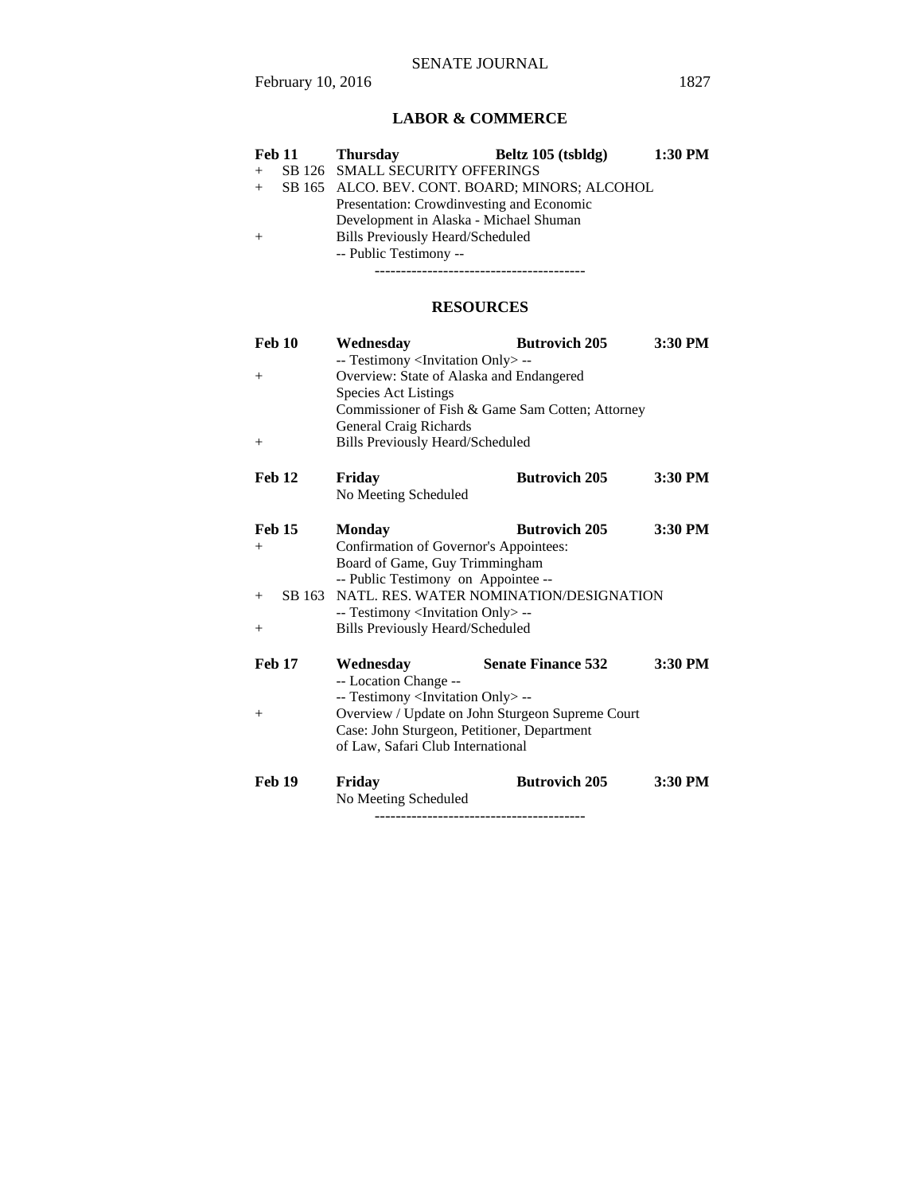## LABOR & COMMERCE

| | | | | |
|---|---|---|---|---|
| **Feb 11** | **Thursday** | **Beltz 105 (tsbldg)** | **1:30 PM** |
| + SB 126 | SMALL SECURITY OFFERINGS | | |
| + SB 165 | ALCO. BEV. CONT. BOARD; MINORS; ALCOHOL | | |
| | Presentation: Crowdinvesting and Economic Development in Alaska - Michael Shuman | | |
| + | Bills Previously Heard/Scheduled | | |
| | -- Public Testimony -- | | |

----------------------------------------

## RESOURCES

| | | | |
|---|---|---|---|
| **Feb 10** | **Wednesday** | **Butrovich 205** | **3:30 PM** |
| | -- Testimony <Invitation Only> -- | | |
| + | Overview: State of Alaska and Endangered Species Act Listings | | |
| | Commissioner of Fish & Game Sam Cotten; Attorney General Craig Richards | | |
| + | Bills Previously Heard/Scheduled | | |
| **Feb 12** | **Friday** | **Butrovich 205** | **3:30 PM** |
| | No Meeting Scheduled | | |
| **Feb 15** | **Monday** | **Butrovich 205** | **3:30 PM** |
| + | Confirmation of Governor's Appointees: | | |
| | Board of Game, Guy Trimmingham | | |
| | -- Public Testimony on Appointee -- | | |
| + SB 163 | NATL. RES. WATER NOMINATION/DESIGNATION | | |
| | -- Testimony <Invitation Only> -- | | |
| + | Bills Previously Heard/Scheduled | | |
| **Feb 17** | **Wednesday** | **Senate Finance 532** | **3:30 PM** |
| | -- Location Change -- | | |
| | -- Testimony <Invitation Only> -- | | |
| + | Overview / Update on John Sturgeon Supreme Court Case: John Sturgeon, Petitioner, Department of Law, Safari Club International | | |
| **Feb 19** | **Friday** | **Butrovich 205** | **3:30 PM** |
| | No Meeting Scheduled | | |

----------------------------------------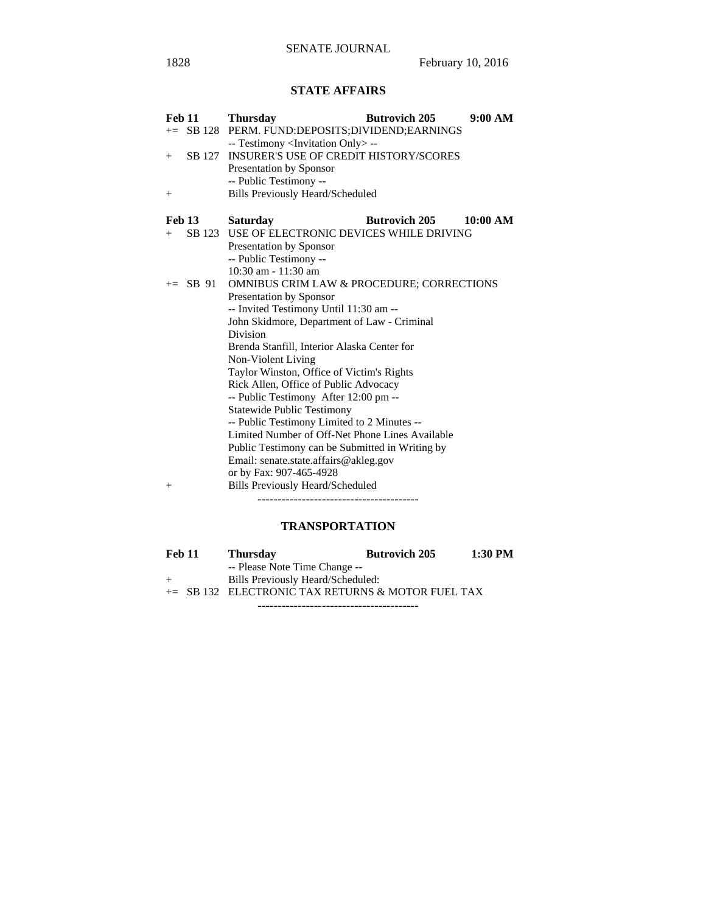## STATE AFFAIRS

**Feb 11** **Thursday** **Butrovich 205** **9:00 AM**

+= SB 128 PERM. FUND:DEPOSITS;DIVIDEND;EARNINGS
-- Testimony <Invitation Only> --

+ SB 127 INSURER'S USE OF CREDIT HISTORY/SCORES
Presentation by Sponsor
-- Public Testimony --

+ Bills Previously Heard/Scheduled

**Feb 13** **Saturday** **Butrovich 205** **10:00 AM**

+ SB 123 USE OF ELECTRONIC DEVICES WHILE DRIVING
Presentation by Sponsor
-- Public Testimony --
10:30 am - 11:30 am

+= SB 91 OMNIBUS CRIM LAW & PROCEDURE; CORRECTIONS
Presentation by Sponsor
-- Invited Testimony Until 11:30 am --
John Skidmore, Department of Law - Criminal Division
Brenda Stanfill, Interior Alaska Center for Non-Violent Living
Taylor Winston, Office of Victim's Rights
Rick Allen, Office of Public Advocacy
-- Public Testimony After 12:00 pm --
Statewide Public Testimony
-- Public Testimony Limited to 2 Minutes --
Limited Number of Off-Net Phone Lines Available
Public Testimony can be Submitted in Writing by
Email: senate.state.affairs@akleg.gov
or by Fax: 907-465-4928

+ Bills Previously Heard/Scheduled

----------------------------------------

## TRANSPORTATION

**Feb 11** **Thursday** **Butrovich 205** **1:30 PM**

-- Please Note Time Change --

+ Bills Previously Heard/Scheduled:

+= SB 132 ELECTRONIC TAX RETURNS & MOTOR FUEL TAX

----------------------------------------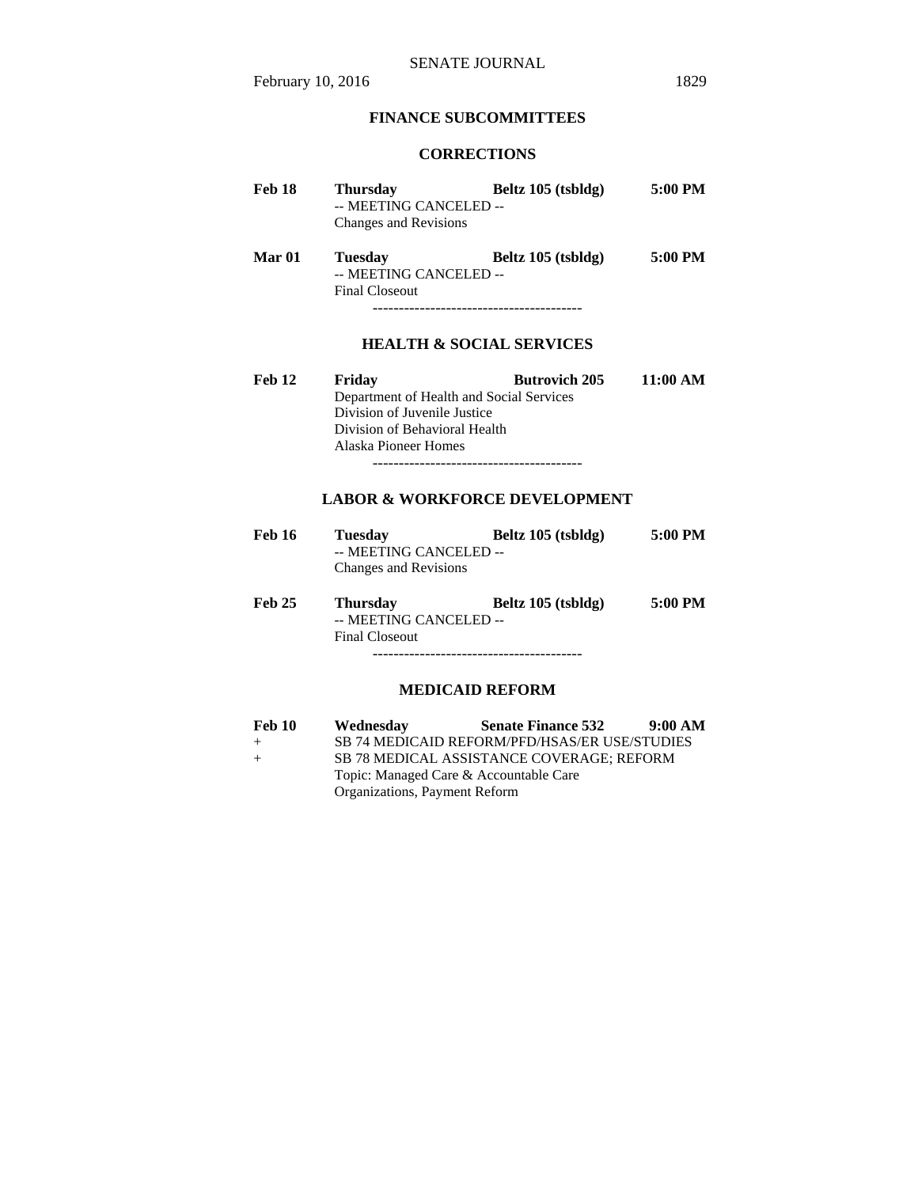## FINANCE SUBCOMMITTEES

### CORRECTIONS

**Feb 18** **Thursday** **Beltz 105 (tsbldg)** **5:00 PM**
-- MEETING CANCELED --
Changes and Revisions

**Mar 01** **Tuesday** **Beltz 105 (tsbldg)** **5:00 PM**
-- MEETING CANCELED --
Final Closeout

----------------------------------------

### HEALTH & SOCIAL SERVICES

**Feb 12** **Friday** **Butrovich 205** **11:00 AM**
Department of Health and Social Services
Division of Juvenile Justice
Division of Behavioral Health
Alaska Pioneer Homes

----------------------------------------

### LABOR & WORKFORCE DEVELOPMENT

**Feb 16** **Tuesday** **Beltz 105 (tsbldg)** **5:00 PM**
-- MEETING CANCELED --
Changes and Revisions

**Feb 25** **Thursday** **Beltz 105 (tsbldg)** **5:00 PM**
-- MEETING CANCELED --
Final Closeout

----------------------------------------

### MEDICAID REFORM

**Feb 10** **Wednesday** **Senate Finance 532** **9:00 AM**
\+ SB 74 MEDICAID REFORM/PFD/HSAS/ER USE/STUDIES
\+ SB 78 MEDICAL ASSISTANCE COVERAGE; REFORM
Topic: Managed Care & Accountable Care Organizations, Payment Reform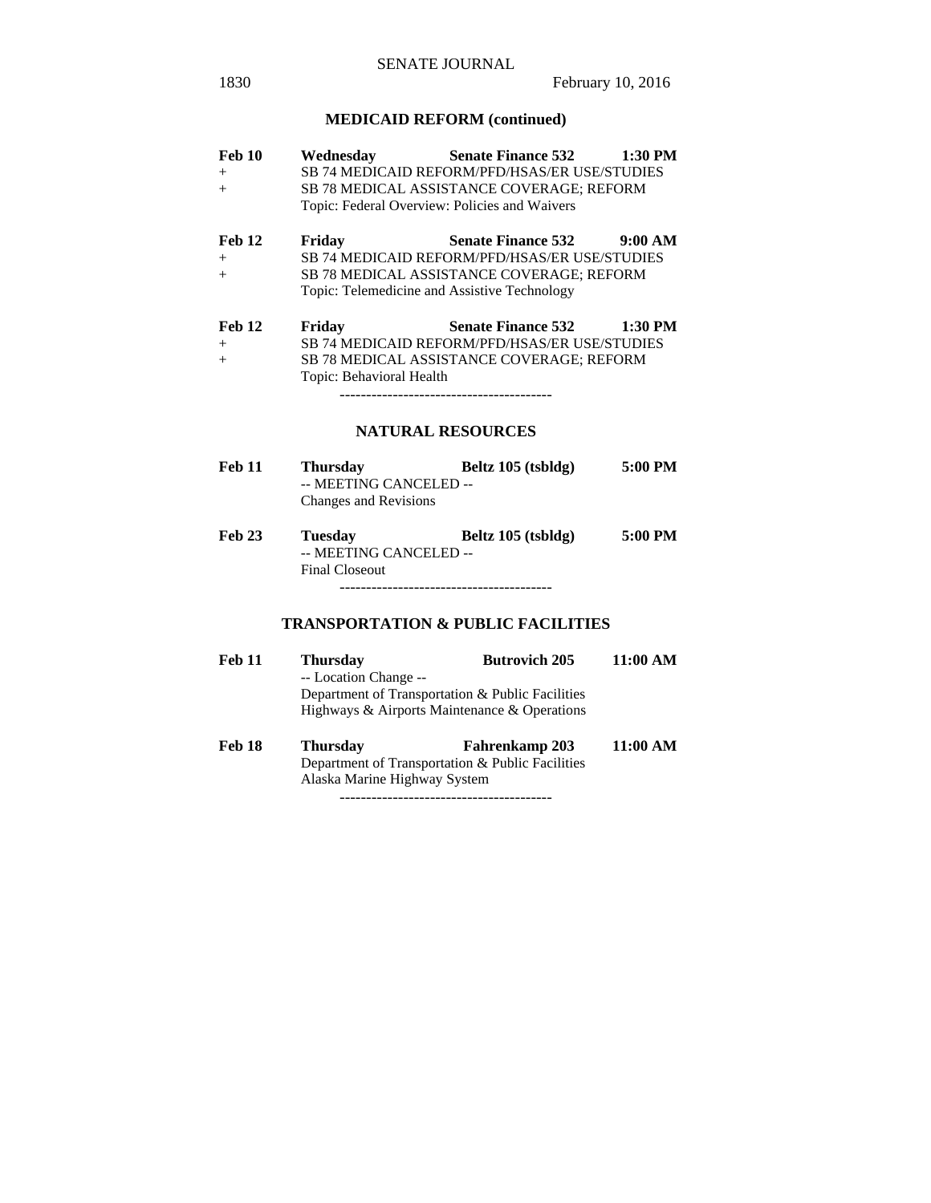## MEDICAID REFORM (continued)

**Feb 10** **Wednesday** **Senate Finance 532** **1:30 PM**
+ SB 74 MEDICAID REFORM/PFD/HSAS/ER USE/STUDIES
+ SB 78 MEDICAL ASSISTANCE COVERAGE; REFORM
Topic: Federal Overview: Policies and Waivers

**Feb 12** **Friday** **Senate Finance 532** **9:00 AM**
+ SB 74 MEDICAID REFORM/PFD/HSAS/ER USE/STUDIES
+ SB 78 MEDICAL ASSISTANCE COVERAGE; REFORM
Topic: Telemedicine and Assistive Technology

**Feb 12** **Friday** **Senate Finance 532** **1:30 PM**
+ SB 74 MEDICAID REFORM/PFD/HSAS/ER USE/STUDIES
+ SB 78 MEDICAL ASSISTANCE COVERAGE; REFORM
Topic: Behavioral Health

----------------------------------------

## NATURAL RESOURCES

**Feb 11** **Thursday** **Beltz 105 (tsbldg)** **5:00 PM**
-- MEETING CANCELED --
Changes and Revisions

**Feb 23** **Tuesday** **Beltz 105 (tsbldg)** **5:00 PM**
-- MEETING CANCELED --
Final Closeout

----------------------------------------

## TRANSPORTATION & PUBLIC FACILITIES

**Feb 11** **Thursday** **Butrovich 205** **11:00 AM**
-- Location Change --
Department of Transportation & Public Facilities
Highways & Airports Maintenance & Operations

**Feb 18** **Thursday** **Fahrenkamp 203** **11:00 AM**
Department of Transportation & Public Facilities
Alaska Marine Highway System

----------------------------------------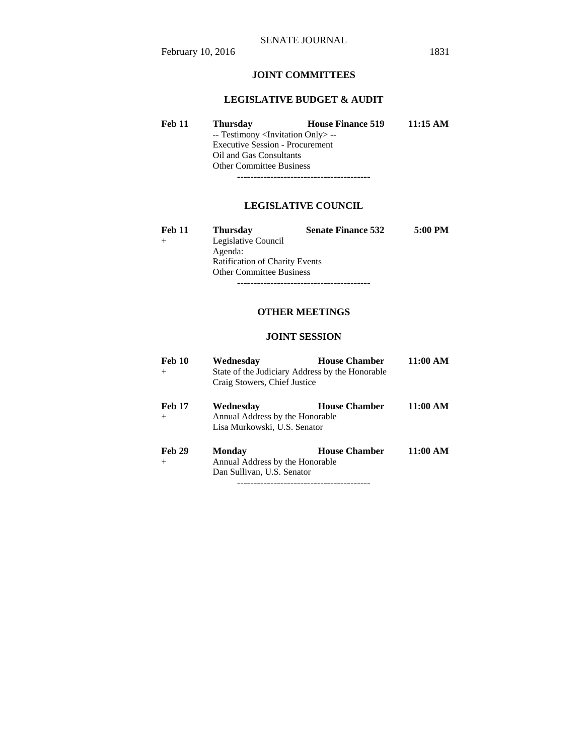## JOINT COMMITTEES

### LEGISLATIVE BUDGET & AUDIT

**Feb 11** **Thursday** **House Finance 519** **11:15 AM**

-- Testimony <Invitation Only> --
Executive Session - Procurement
Oil and Gas Consultants
Other Committee Business

----------------------------------------

### LEGISLATIVE COUNCIL

**Feb 11** **Thursday** **Senate Finance 532** **5:00 PM**

\+ Legislative Council
Agenda:
Ratification of Charity Events
Other Committee Business

----------------------------------------

## OTHER MEETINGS

### JOINT SESSION

**Feb 10** **Wednesday** **House Chamber** **11:00 AM**

\+ State of the Judiciary Address by the Honorable
Craig Stowers, Chief Justice

**Feb 17** **Wednesday** **House Chamber** **11:00 AM**

\+ Annual Address by the Honorable
Lisa Murkowski, U.S. Senator

**Feb 29** **Monday** **House Chamber** **11:00 AM**

\+ Annual Address by the Honorable
Dan Sullivan, U.S. Senator

----------------------------------------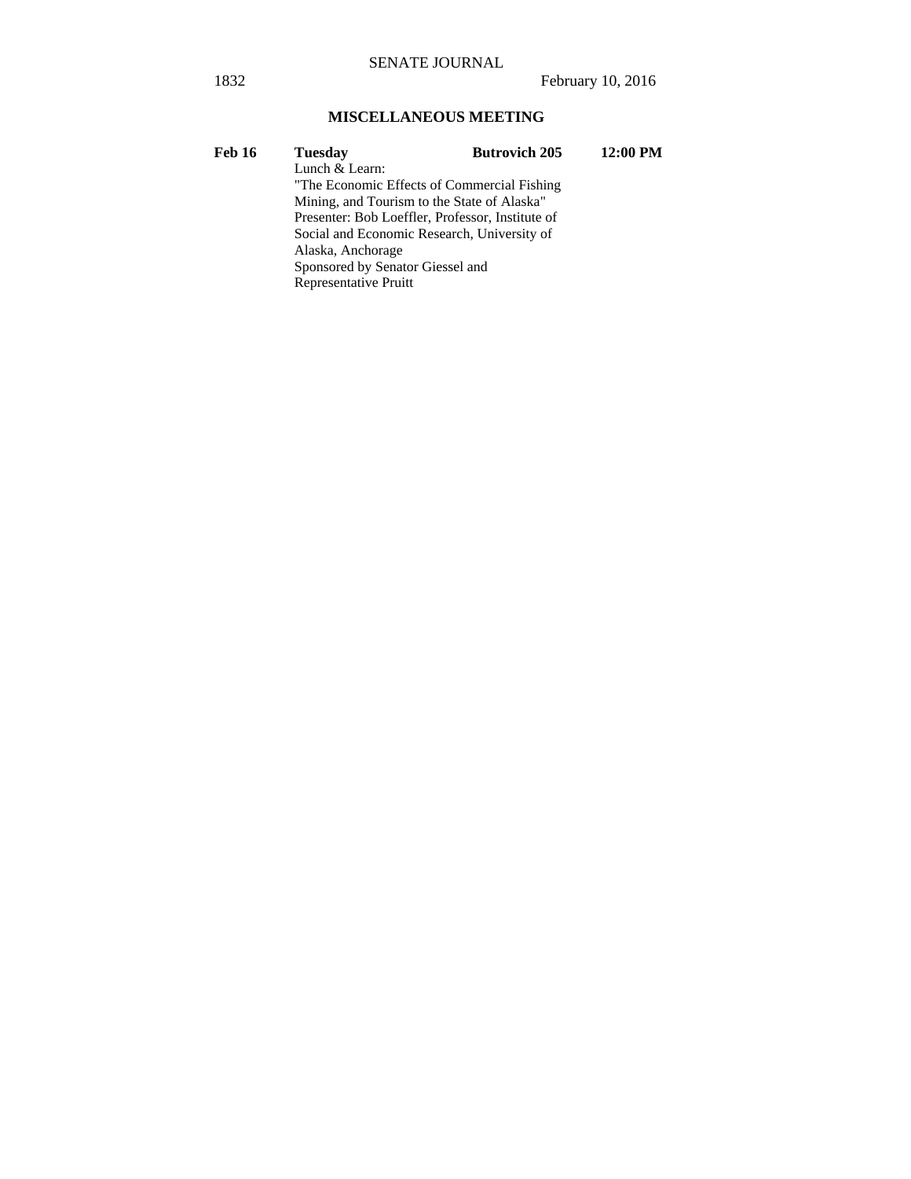## MISCELLANEOUS MEETING

| | | | |
|---|---|---|---|
| **Feb 16** | **Tuesday** | **Butrovich 205** | **12:00 PM** |

Lunch & Learn:
"The Economic Effects of Commercial Fishing Mining, and Tourism to the State of Alaska"
Presenter: Bob Loeffler, Professor, Institute of Social and Economic Research, University of Alaska, Anchorage
Sponsored by Senator Giessel and Representative Pruitt